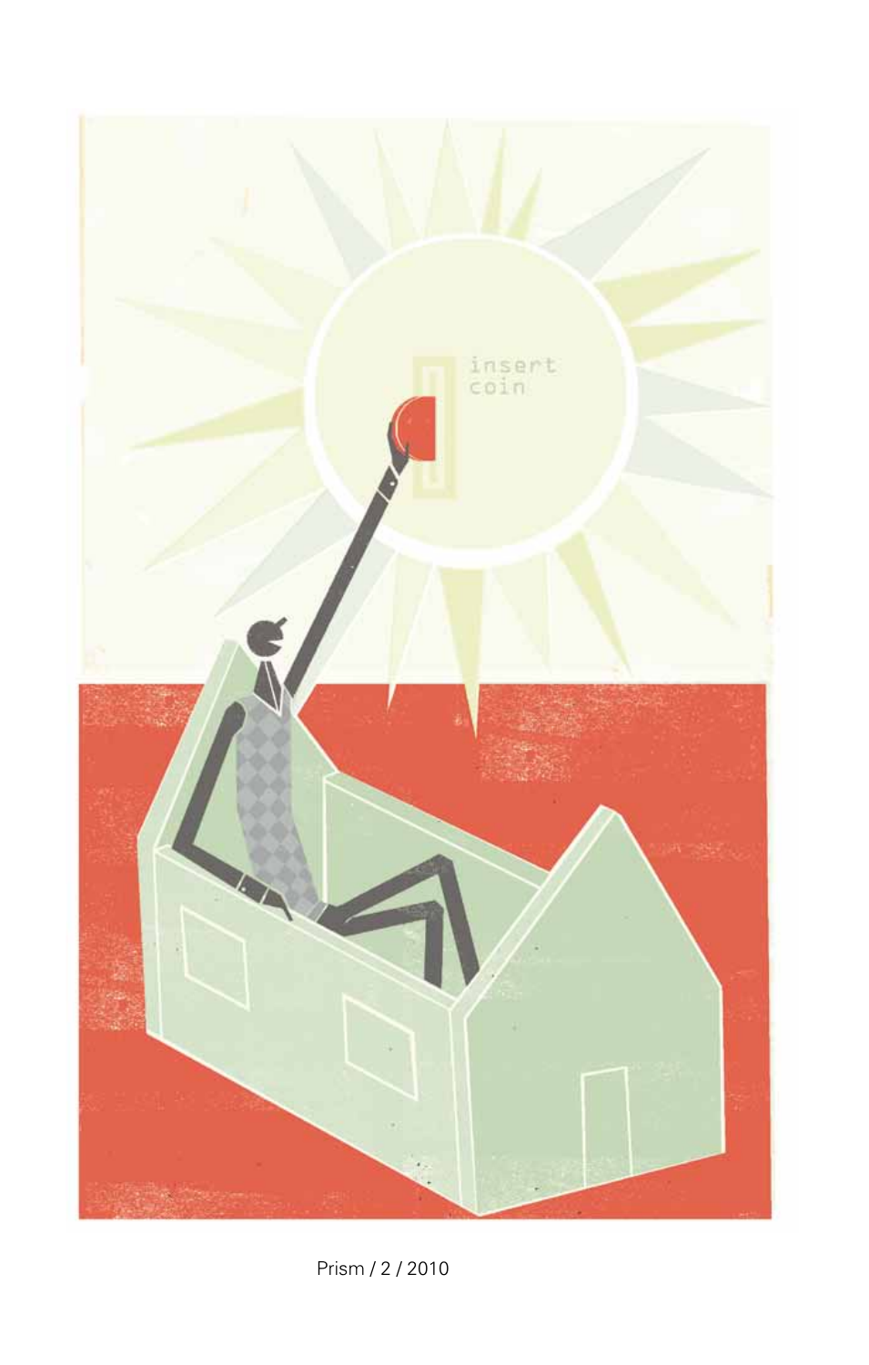Prism / 2 / 2010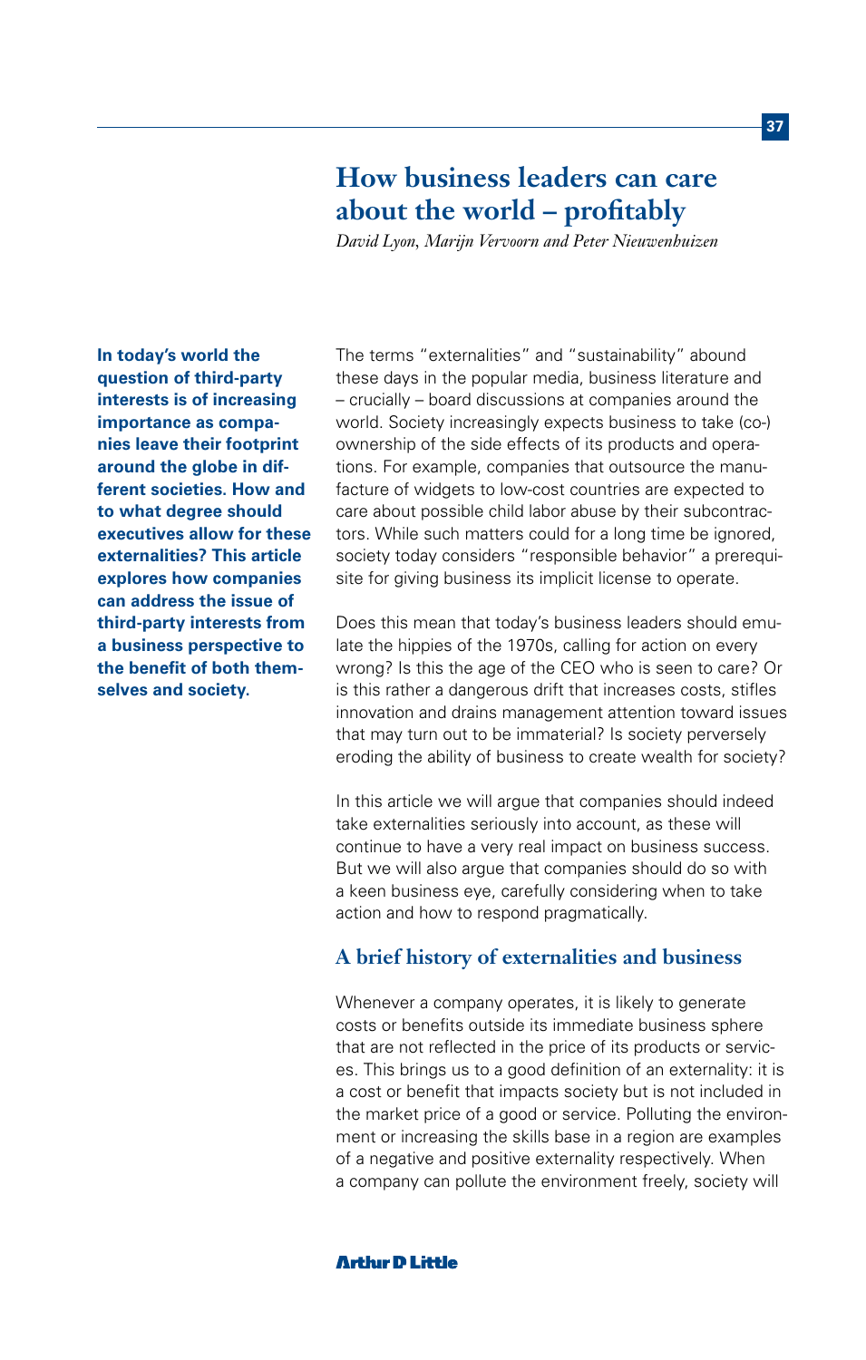# How business leaders can care about the world – profitably

*David Lyon, Marijn Vervoorn and Peter Nieuwenhuizen*

**In today's world the question of third-party interests is of increasing importance as companies leave their footprint around the globe in different societies. How and to what degree should executives allow for these externalities? This article explores how companies can address the issue of third-party interests from a business perspective to the benefit of both themselves and society.**

The terms "externalities" and "sustainability" abound these days in the popular media, business literature and – crucially – board discussions at companies around the world. Society increasingly expects business to take (co-) ownership of the side effects of its products and operations. For example, companies that outsource the manufacture of widgets to low-cost countries are expected to care about possible child labor abuse by their subcontractors. While such matters could for a long time be ignored, society today considers "responsible behavior" a prerequisite for giving business its implicit license to operate.

Does this mean that today's business leaders should emulate the hippies of the 1970s, calling for action on every wrong? Is this the age of the CEO who is seen to care? Or is this rather a dangerous drift that increases costs, stifles innovation and drains management attention toward issues that may turn out to be immaterial? Is society perversely eroding the ability of business to create wealth for society?

In this article we will argue that companies should indeed take externalities seriously into account, as these will continue to have a very real impact on business success. But we will also argue that companies should do so with a keen business eye, carefully considering when to take action and how to respond pragmatically.

## A brief history of externalities and business

Whenever a company operates, it is likely to generate costs or benefits outside its immediate business sphere that are not reflected in the price of its products or services. This brings us to a good definition of an externality: it is a cost or benefit that impacts society but is not included in the market price of a good or service. Polluting the environment or increasing the skills base in a region are examples of a negative and positive externality respectively. When a company can pollute the environment freely, society will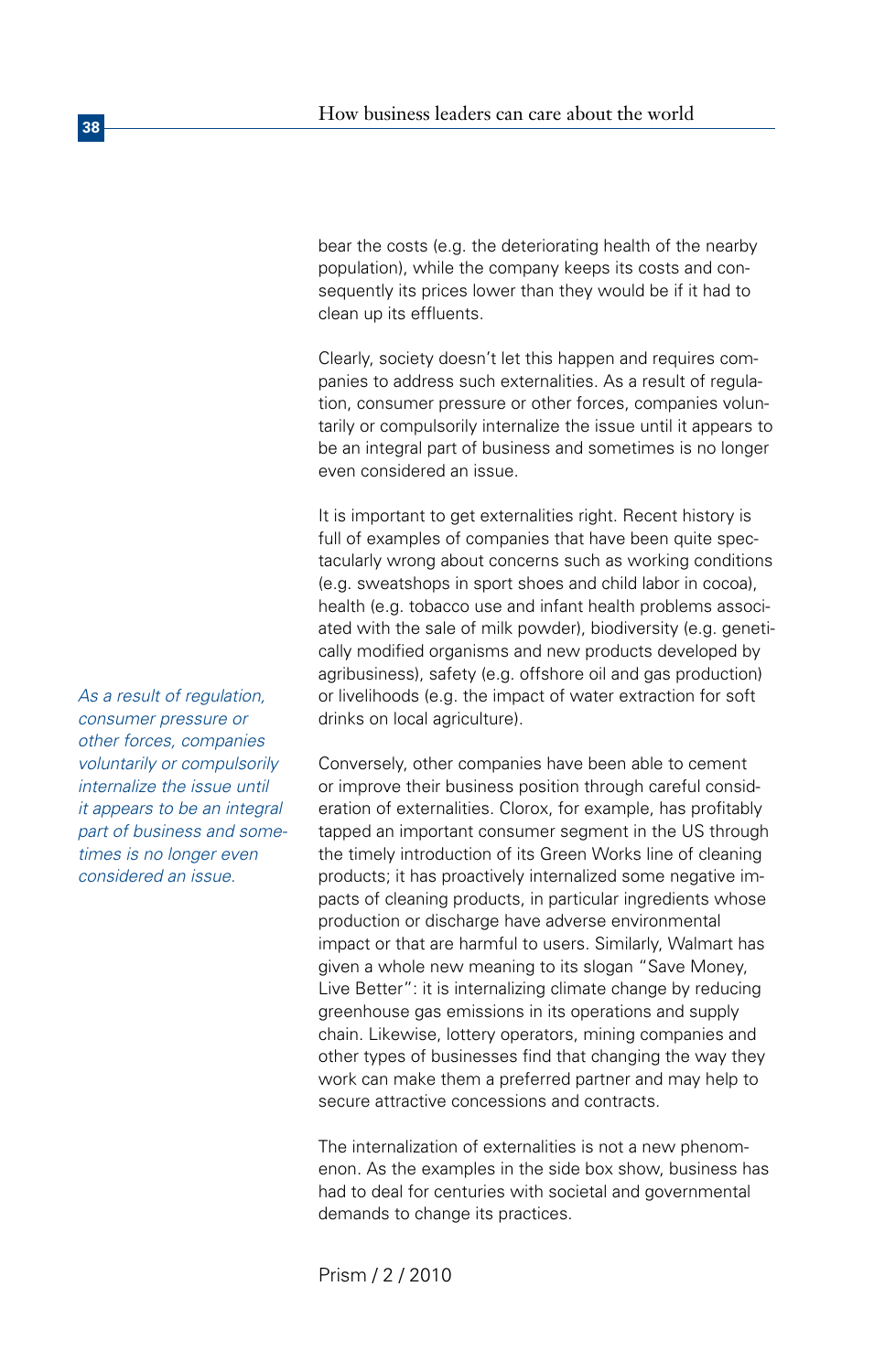bear the costs (e.g. the deteriorating health of the nearby population), while the company keeps its costs and consequently its prices lower than they would be if it had to clean up its effluents.

Clearly, society doesn't let this happen and requires companies to address such externalities. As a result of regulation, consumer pressure or other forces, companies voluntarily or compulsorily internalize the issue until it appears to be an integral part of business and sometimes is no longer even considered an issue.

It is important to get externalities right. Recent history is full of examples of companies that have been quite spectacularly wrong about concerns such as working conditions (e.g. sweatshops in sport shoes and child labor in cocoa), health (e.g. tobacco use and infant health problems associated with the sale of milk powder), biodiversity (e.g. genetically modified organisms and new products developed by agribusiness), safety (e.g. offshore oil and gas production) or livelihoods (e.g. the impact of water extraction for soft drinks on local agriculture).

*As a result of regulation, consumer pressure or other forces, companies voluntarily or compulsorily internalize the issue until it appears to be an integral part of business and sometimes is no longer even considered an issue.*

Conversely, other companies have been able to cement or improve their business position through careful consideration of externalities. Clorox, for example, has profitably tapped an important consumer segment in the US through the timely introduction of its Green Works line of cleaning products; it has proactively internalized some negative impacts of cleaning products, in particular ingredients whose production or discharge have adverse environmental impact or that are harmful to users. Similarly, Walmart has given a whole new meaning to its slogan "Save Money, Live Better": it is internalizing climate change by reducing greenhouse gas emissions in its operations and supply chain. Likewise, lottery operators, mining companies and other types of businesses find that changing the way they work can make them a preferred partner and may help to secure attractive concessions and contracts.

The internalization of externalities is not a new phenomenon. As the examples in the side box show, business has had to deal for centuries with societal and governmental demands to change its practices.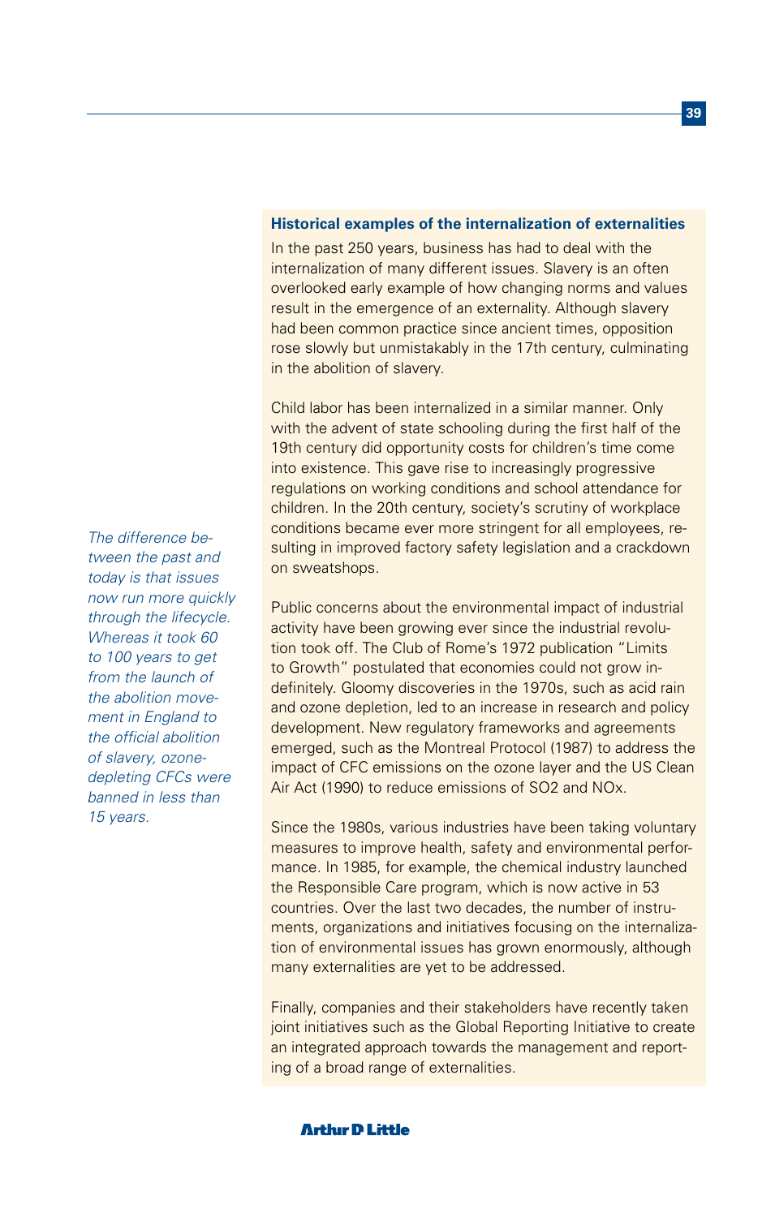*The difference between the past and today is that issues now run more quickly through the lifecycle. Whereas it took 60 to 100 years to get from the launch of the abolition movement in England to the official abolition of slavery, ozone-depleting CFCs were banned in less than 15 years.*

**Historical examples of the internalization of externalities**

In the past 250 years, business has had to deal with the internalization of many different issues. Slavery is an often overlooked early example of how changing norms and values result in the emergence of an externality. Although slavery had been common practice since ancient times, opposition rose slowly but unmistakably in the 17th century, culminating in the abolition of slavery.

Child labor has been internalized in a similar manner. Only with the advent of state schooling during the first half of the 19th century did opportunity costs for children's time come into existence. This gave rise to increasingly progressive regulations on working conditions and school attendance for children. In the 20th century, society's scrutiny of workplace conditions became ever more stringent for all employees, resulting in improved factory safety legislation and a crackdown on sweatshops.

Public concerns about the environmental impact of industrial activity have been growing ever since the industrial revolution took off. The Club of Rome's 1972 publication "Limits to Growth" postulated that economies could not grow indefinitely. Gloomy discoveries in the 1970s, such as acid rain and ozone depletion, led to an increase in research and policy development. New regulatory frameworks and agreements emerged, such as the Montreal Protocol (1987) to address the impact of CFC emissions on the ozone layer and the US Clean Air Act (1990) to reduce emissions of $SO_2$ and $NO_x$.

Since the 1980s, various industries have been taking voluntary measures to improve health, safety and environmental performance. In 1985, for example, the chemical industry launched the Responsible Care program, which is now active in 53 countries. Over the last two decades, the number of instruments, organizations and initiatives focusing on the internalization of environmental issues has grown enormously, although many externalities are yet to be addressed.

Finally, companies and their stakeholders have recently taken joint initiatives such as the Global Reporting Initiative to create an integrated approach towards the management and reporting of a broad range of externalities.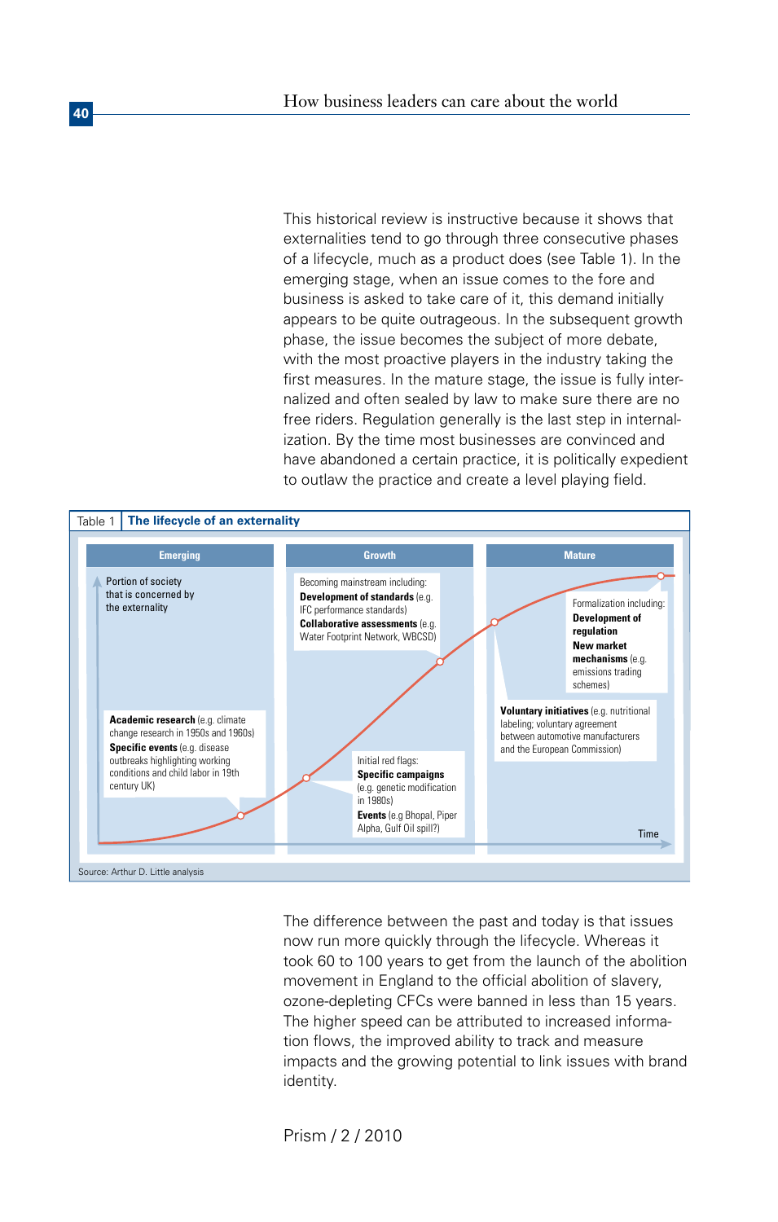This historical review is instructive because it shows that externalities tend to go through three consecutive phases of a lifecycle, much as a product does (see Table 1). In the emerging stage, when an issue comes to the fore and business is asked to take care of it, this demand initially appears to be quite outrageous. In the subsequent growth phase, the issue becomes the subject of more debate, with the most proactive players in the industry taking the first measures. In the mature stage, the issue is fully internalized and often sealed by law to make sure there are no free riders. Regulation generally is the last step in internalization. By the time most businesses are convinced and have abandoned a certain practice, it is politically expedient to outlaw the practice and create a level playing field.

Table 1 **The lifecycle of an externality**

| Emerging | Growth | Mature |
|---|---|---|
| Portion of society that is concerned by the externality | | |
| **Academic research** (e.g. climate change research in 1950s and 1960s) **Specific events** (e.g. disease outbreaks highlighting working conditions and child labor in 19th century UK) | Initial red flags: **Specific campaigns** (e.g. genetic modification in 1980s) **Events** (e.g Bhopal, Piper Alpha, Gulf Oil spill?) | **Voluntary initiatives** (e.g. nutritional labeling; voluntary agreement between automotive manufacturers and the European Commission) |
| | Becoming mainstream including: **Development of standards** (e.g. IFC performance standards) **Collaborative assessments** (e.g. Water Footprint Network, WBCSD) | Formalization including: **Development of regulation** **New market mechanisms** (e.g. emissions trading schemes) |
| | | Time |

Source: Arthur D. Little analysis

The difference between the past and today is that issues now run more quickly through the lifecycle. Whereas it took 60 to 100 years to get from the launch of the abolition movement in England to the official abolition of slavery, ozone-depleting CFCs were banned in less than 15 years. The higher speed can be attributed to increased information flows, the improved ability to track and measure impacts and the growing potential to link issues with brand identity.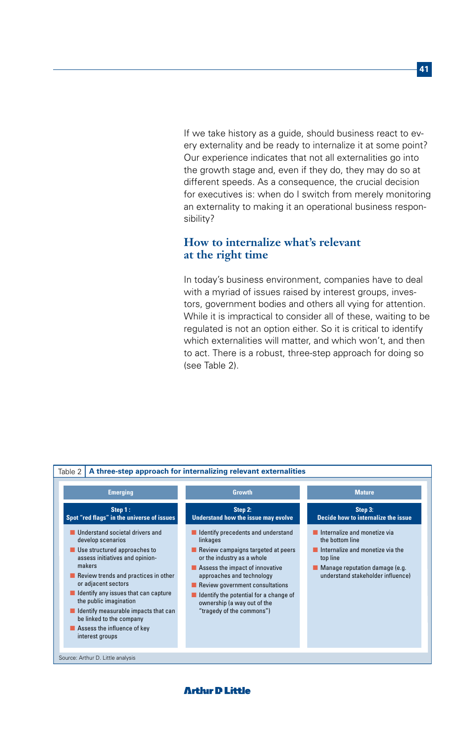If we take history as a guide, should business react to every externality and be ready to internalize it at some point? Our experience indicates that not all externalities go into the growth stage and, even if they do, they may do so at different speeds. As a consequence, the crucial decision for executives is: when do I switch from merely monitoring an externality to making it an operational business responsibility?

## How to internalize what's relevant at the right time

In today's business environment, companies have to deal with a myriad of issues raised by interest groups, investors, government bodies and others all vying for attention. While it is impractical to consider all of these, waiting to be regulated is not an option either. So it is critical to identify which externalities will matter, and which won't, and then to act. There is a robust, three-step approach for doing so (see Table 2).

Table 2 **A three-step approach for internalizing relevant externalities**

| Emerging | Growth | Mature |
|---|---|---|
| **Step 1: Spot "red flags" in the universe of issues** | **Step 2: Understand how the issue may evolve** | **Step 3: Decide how to internalize the issue** |
| ▪ Understand societal drivers and develop scenarios<br>▪ Use structured approaches to assess initiatives and opinion-makers<br>▪ Review trends and practices in other or adjacent sectors<br>▪ Identify any issues that can capture the public imagination<br>▪ Identify measurable impacts that can be linked to the company<br>▪ Assess the influence of key interest groups | ▪ Identify precedents and understand linkages<br>▪ Review campaigns targeted at peers or the industry as a whole<br>▪ Assess the impact of innovative approaches and technology<br>▪ Review government consultations<br>▪ Identify the potential for a change of ownership (a way out of the "tragedy of the commons") | ▪ Internalize and monetize via the bottom line<br>▪ Internalize and monetize via the top line<br>▪ Manage reputation damage (e.g. understand stakeholder influence) |

Source: Arthur D. Little analysis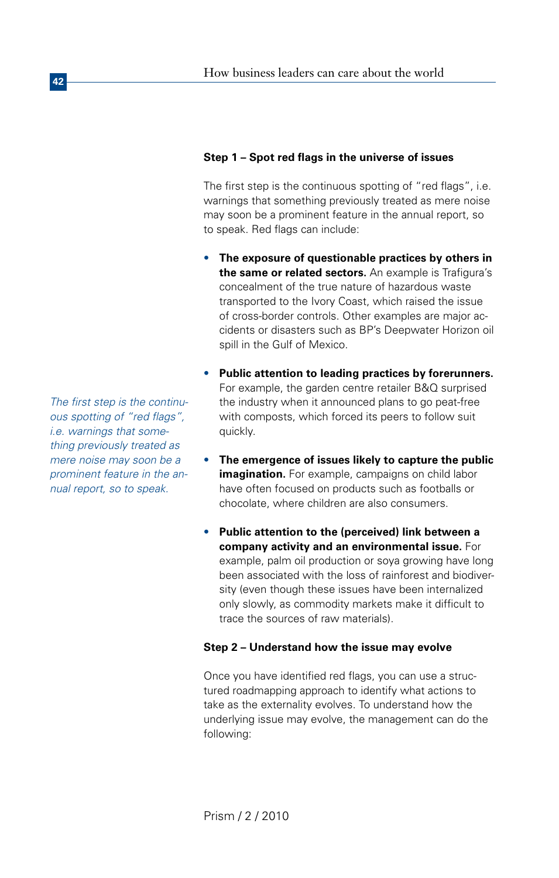### Step 1 – Spot red flags in the universe of issues

The first step is the continuous spotting of "red flags", i.e. warnings that something previously treated as mere noise may soon be a prominent feature in the annual report, so to speak. Red flags can include:

- **The exposure of questionable practices by others in the same or related sectors.** An example is Trafigura's concealment of the true nature of hazardous waste transported to the Ivory Coast, which raised the issue of cross-border controls. Other examples are major accidents or disasters such as BP's Deepwater Horizon oil spill in the Gulf of Mexico.

- **Public attention to leading practices by forerunners.** For example, the garden centre retailer B&Q surprised the industry when it announced plans to go peat-free with composts, which forced its peers to follow suit quickly.

*The first step is the continuous spotting of "red flags", i.e. warnings that something previously treated as mere noise may soon be a prominent feature in the annual report, so to speak.*

- **The emergence of issues likely to capture the public imagination.** For example, campaigns on child labor have often focused on products such as footballs or chocolate, where children are also consumers.

- **Public attention to the (perceived) link between a company activity and an environmental issue.** For example, palm oil production or soya growing have long been associated with the loss of rainforest and biodiversity (even though these issues have been internalized only slowly, as commodity markets make it difficult to trace the sources of raw materials).

### Step 2 – Understand how the issue may evolve

Once you have identified red flags, you can use a structured roadmapping approach to identify what actions to take as the externality evolves. To understand how the underlying issue may evolve, the management can do the following: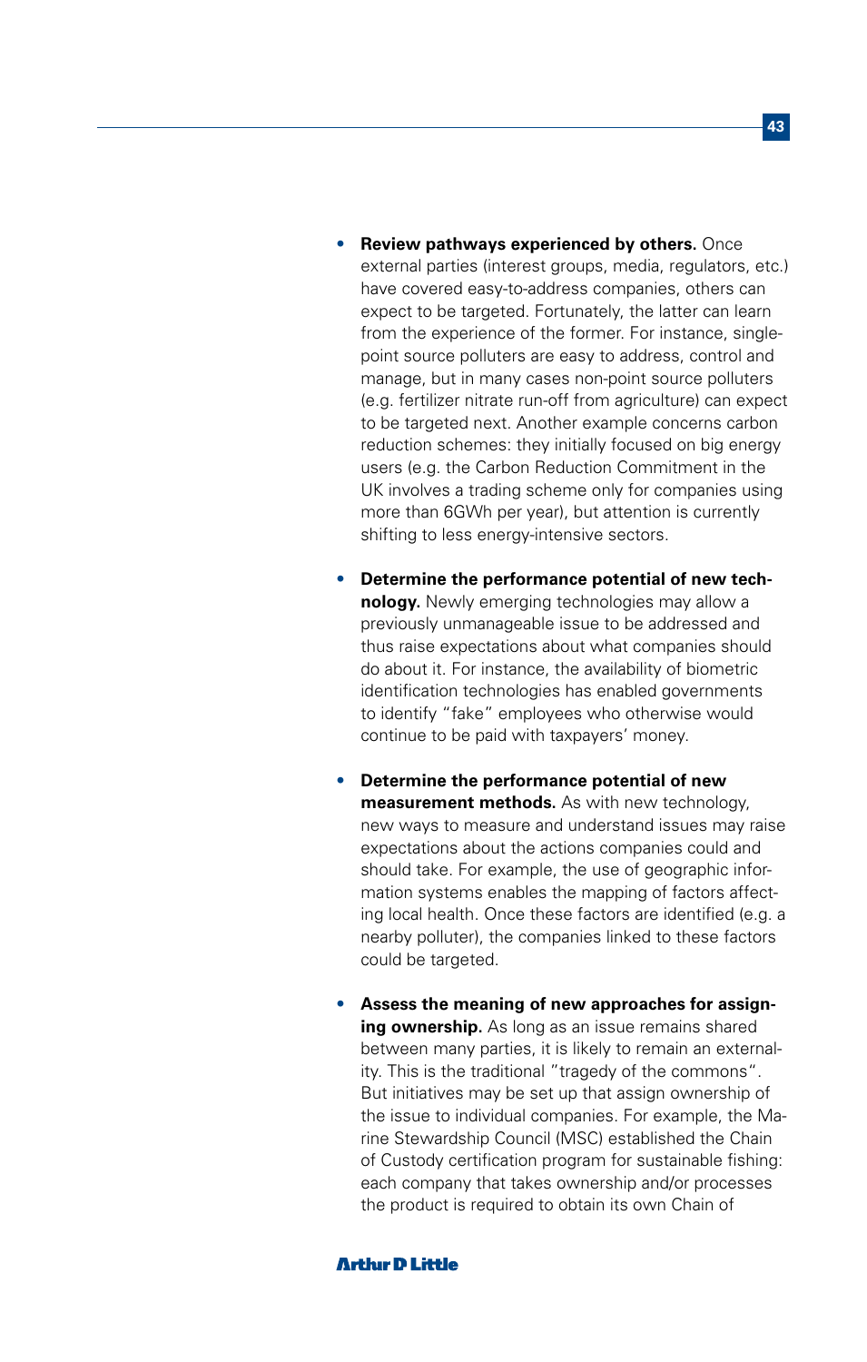- **Review pathways experienced by others.** Once external parties (interest groups, media, regulators, etc.) have covered easy-to-address companies, others can expect to be targeted. Fortunately, the latter can learn from the experience of the former. For instance, single-point source polluters are easy to address, control and manage, but in many cases non-point source polluters (e.g. fertilizer nitrate run-off from agriculture) can expect to be targeted next. Another example concerns carbon reduction schemes: they initially focused on big energy users (e.g. the Carbon Reduction Commitment in the UK involves a trading scheme only for companies using more than 6GWh per year), but attention is currently shifting to less energy-intensive sectors.

- **Determine the performance potential of new technology.** Newly emerging technologies may allow a previously unmanageable issue to be addressed and thus raise expectations about what companies should do about it. For instance, the availability of biometric identification technologies has enabled governments to identify "fake" employees who otherwise would continue to be paid with taxpayers' money.

- **Determine the performance potential of new measurement methods.** As with new technology, new ways to measure and understand issues may raise expectations about the actions companies could and should take. For example, the use of geographic information systems enables the mapping of factors affecting local health. Once these factors are identified (e.g. a nearby polluter), the companies linked to these factors could be targeted.

- **Assess the meaning of new approaches for assigning ownership.** As long as an issue remains shared between many parties, it is likely to remain an externality. This is the traditional "tragedy of the commons". But initiatives may be set up that assign ownership of the issue to individual companies. For example, the Marine Stewardship Council (MSC) established the Chain of Custody certification program for sustainable fishing: each company that takes ownership and/or processes the product is required to obtain its own Chain of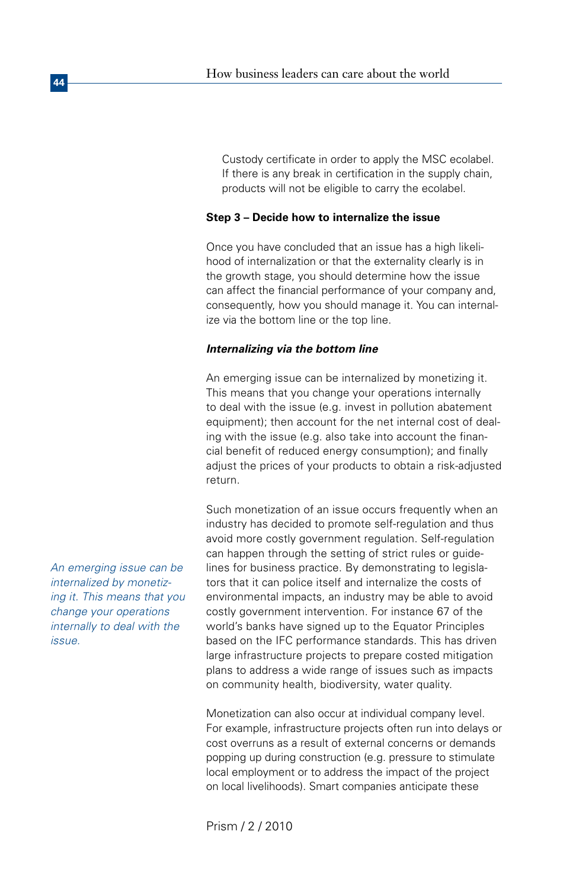Custody certificate in order to apply the MSC ecolabel. If there is any break in certification in the supply chain, products will not be eligible to carry the ecolabel.

**Step 3 – Decide how to internalize the issue**

Once you have concluded that an issue has a high likelihood of internalization or that the externality clearly is in the growth stage, you should determine how the issue can affect the financial performance of your company and, consequently, how you should manage it. You can internalize via the bottom line or the top line.

***Internalizing via the bottom line***

An emerging issue can be internalized by monetizing it. This means that you change your operations internally to deal with the issue (e.g. invest in pollution abatement equipment); then account for the net internal cost of dealing with the issue (e.g. also take into account the financial benefit of reduced energy consumption); and finally adjust the prices of your products to obtain a risk-adjusted return.

*An emerging issue can be internalized by monetizing it. This means that you change your operations internally to deal with the issue.*

Such monetization of an issue occurs frequently when an industry has decided to promote self-regulation and thus avoid more costly government regulation. Self-regulation can happen through the setting of strict rules or guidelines for business practice. By demonstrating to legislators that it can police itself and internalize the costs of environmental impacts, an industry may be able to avoid costly government intervention. For instance 67 of the world's banks have signed up to the Equator Principles based on the IFC performance standards. This has driven large infrastructure projects to prepare costed mitigation plans to address a wide range of issues such as impacts on community health, biodiversity, water quality.

Monetization can also occur at individual company level. For example, infrastructure projects often run into delays or cost overruns as a result of external concerns or demands popping up during construction (e.g. pressure to stimulate local employment or to address the impact of the project on local livelihoods). Smart companies anticipate these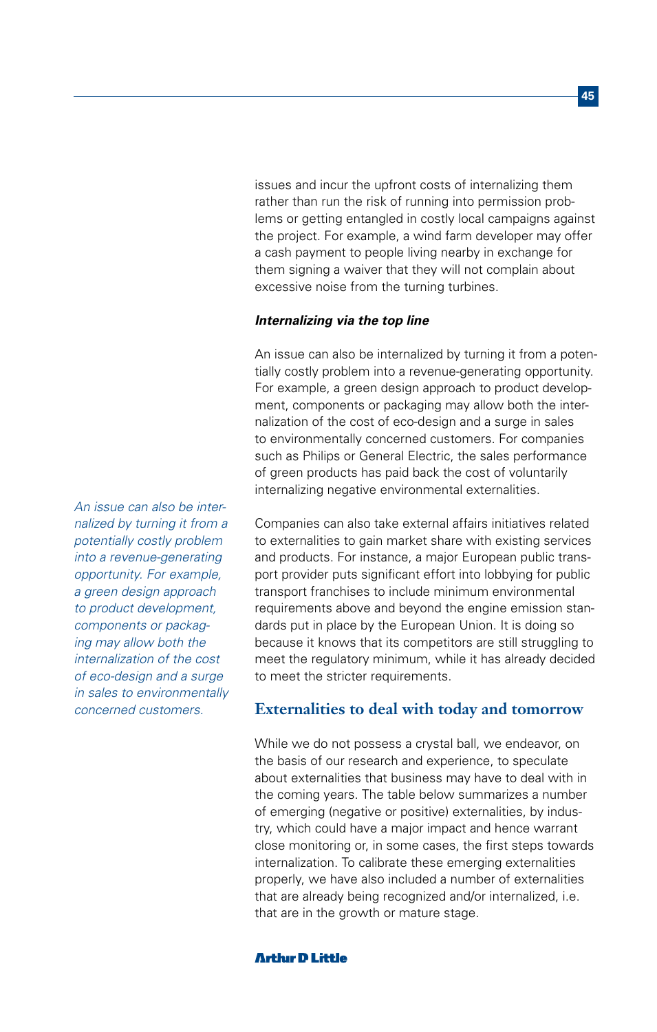issues and incur the upfront costs of internalizing them rather than run the risk of running into permission problems or getting entangled in costly local campaigns against the project. For example, a wind farm developer may offer a cash payment to people living nearby in exchange for them signing a waiver that they will not complain about excessive noise from the turning turbines.

***Internalizing via the top line***

An issue can also be internalized by turning it from a potentially costly problem into a revenue-generating opportunity. For example, a green design approach to product development, components or packaging may allow both the internalization of the cost of eco-design and a surge in sales to environmentally concerned customers. For companies such as Philips or General Electric, the sales performance of green products has paid back the cost of voluntarily internalizing negative environmental externalities.

*An issue can also be internalized by turning it from a potentially costly problem into a revenue-generating opportunity. For example, a green design approach to product development, components or packaging may allow both the internalization of the cost of eco-design and a surge in sales to environmentally concerned customers.*

Companies can also take external affairs initiatives related to externalities to gain market share with existing services and products. For instance, a major European public transport provider puts significant effort into lobbying for public transport franchises to include minimum environmental requirements above and beyond the engine emission standards put in place by the European Union. It is doing so because it knows that its competitors are still struggling to meet the regulatory minimum, while it has already decided to meet the stricter requirements.

## Externalities to deal with today and tomorrow

While we do not possess a crystal ball, we endeavor, on the basis of our research and experience, to speculate about externalities that business may have to deal with in the coming years. The table below summarizes a number of emerging (negative or positive) externalities, by industry, which could have a major impact and hence warrant close monitoring or, in some cases, the first steps towards internalization. To calibrate these emerging externalities properly, we have also included a number of externalities that are already being recognized and/or internalized, i.e. that are in the growth or mature stage.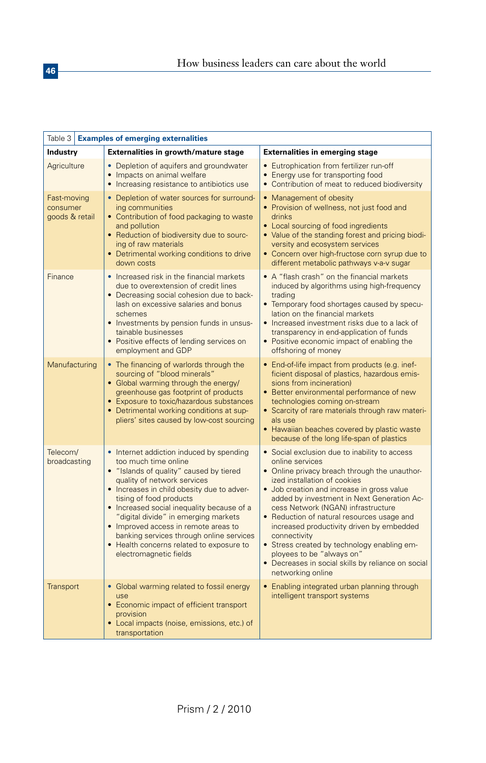Table 3 **Examples of emerging externalities**

| Industry | Externalities in growth/mature stage | Externalities in emerging stage |
|---|---|---|
| Agriculture | • Depletion of aquifers and groundwater<br>• Impacts on animal welfare<br>• Increasing resistance to antibiotics use | • Eutrophication from fertilizer run-off<br>• Energy use for transporting food<br>• Contribution of meat to reduced biodiversity |
| Fast-moving consumer goods & retail | • Depletion of water sources for surrounding communities<br>• Contribution of food packaging to waste and pollution<br>• Reduction of biodiversity due to sourcing of raw materials<br>• Detrimental working conditions to drive down costs | • Management of obesity<br>• Provision of wellness, not just food and drinks<br>• Local sourcing of food ingredients<br>• Value of the standing forest and pricing biodiversity and ecosystem services<br>• Concern over high-fructose corn syrup due to different metabolic pathways v-a-v sugar |
| Finance | • Increased risk in the financial markets due to overextension of credit lines<br>• Decreasing social cohesion due to backlash on excessive salaries and bonus schemes<br>• Investments by pension funds in unsustainable businesses<br>• Positive effects of lending services on employment and GDP | • A "flash crash" on the financial markets induced by algorithms using high-frequency trading<br>• Temporary food shortages caused by speculation on the financial markets<br>• Increased investment risks due to a lack of transparency in end-application of funds<br>• Positive economic impact of enabling the offshoring of money |
| Manufacturing | • The financing of warlords through the sourcing of "blood minerals"<br>• Global warming through the energy/greenhouse gas footprint of products<br>• Exposure to toxic/hazardous substances<br>• Detrimental working conditions at suppliers' sites caused by low-cost sourcing | • End-of-life impact from products (e.g. inefficient disposal of plastics, hazardous emissions from incineration)<br>• Better environmental performance of new technologies coming on-stream<br>• Scarcity of rare materials through raw materials use<br>• Hawaiian beaches covered by plastic waste because of the long life-span of plastics |
| Telecom/ broadcasting | • Internet addiction induced by spending too much time online<br>• "Islands of quality" caused by tiered quality of network services<br>• Increases in child obesity due to advertising of food products<br>• Increased social inequality because of a "digital divide" in emerging markets<br>• Improved access in remote areas to banking services through online services<br>• Health concerns related to exposure to electromagnetic fields | • Social exclusion due to inability to access online services<br>• Online privacy breach through the unauthorized installation of cookies<br>• Job creation and increase in gross value added by investment in Next Generation Access Network (NGAN) infrastructure<br>• Reduction of natural resources usage and increased productivity driven by embedded connectivity<br>• Stress created by technology enabling employees to be "always on"<br>• Decreases in social skills by reliance on social networking online |
| Transport | • Global warming related to fossil energy use<br>• Economic impact of efficient transport provision<br>• Local impacts (noise, emissions, etc.) of transportation | • Enabling integrated urban planning through intelligent transport systems |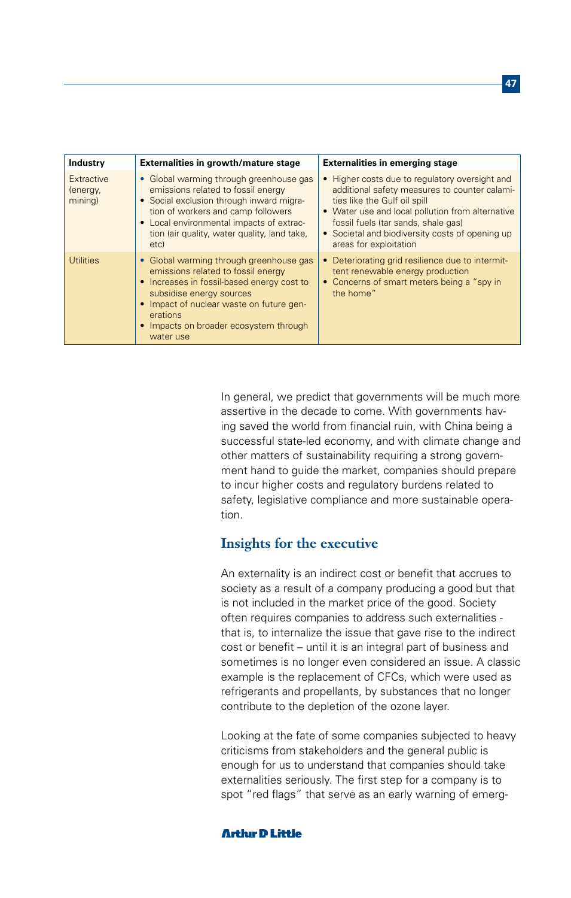| Industry | Externalities in growth/mature stage | Externalities in emerging stage |
|---|---|---|
| Extractive (energy, mining) | • Global warming through greenhouse gas emissions related to fossil energy<br>• Social exclusion through inward migration of workers and camp followers<br>• Local environmental impacts of extraction (air quality, water quality, land take, etc) | • Higher costs due to regulatory oversight and additional safety measures to counter calamities like the Gulf oil spill<br>• Water use and local pollution from alternative fossil fuels (tar sands, shale gas)<br>• Societal and biodiversity costs of opening up areas for exploitation |
| Utilities | • Global warming through greenhouse gas emissions related to fossil energy<br>• Increases in fossil-based energy cost to subsidise energy sources<br>• Impact of nuclear waste on future generations<br>• Impacts on broader ecosystem through water use | • Deteriorating grid resilience due to intermittent renewable energy production<br>• Concerns of smart meters being a "spy in the home" |

In general, we predict that governments will be much more assertive in the decade to come. With governments having saved the world from financial ruin, with China being a successful state-led economy, and with climate change and other matters of sustainability requiring a strong government hand to guide the market, companies should prepare to incur higher costs and regulatory burdens related to safety, legislative compliance and more sustainable operation.

## Insights for the executive

An externality is an indirect cost or benefit that accrues to society as a result of a company producing a good but that is not included in the market price of the good. Society often requires companies to address such externalities - that is, to internalize the issue that gave rise to the indirect cost or benefit – until it is an integral part of business and sometimes is no longer even considered an issue. A classic example is the replacement of CFCs, which were used as refrigerants and propellants, by substances that no longer contribute to the depletion of the ozone layer.

Looking at the fate of some companies subjected to heavy criticisms from stakeholders and the general public is enough for us to understand that companies should take externalities seriously. The first step for a company is to spot "red flags" that serve as an early warning of emerg-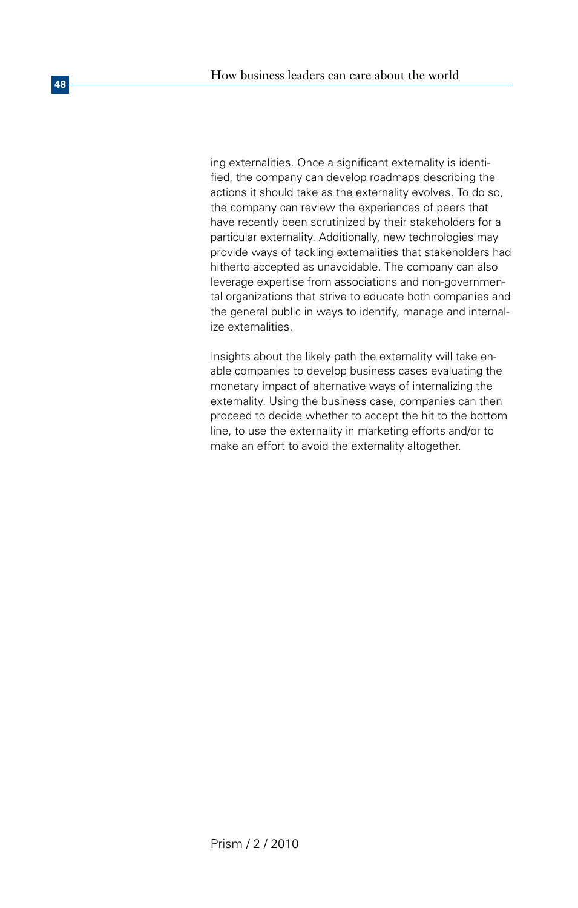ing externalities. Once a significant externality is identified, the company can develop roadmaps describing the actions it should take as the externality evolves. To do so, the company can review the experiences of peers that have recently been scrutinized by their stakeholders for a particular externality. Additionally, new technologies may provide ways of tackling externalities that stakeholders had hitherto accepted as unavoidable. The company can also leverage expertise from associations and non-governmental organizations that strive to educate both companies and the general public in ways to identify, manage and internalize externalities.

Insights about the likely path the externality will take enable companies to develop business cases evaluating the monetary impact of alternative ways of internalizing the externality. Using the business case, companies can then proceed to decide whether to accept the hit to the bottom line, to use the externality in marketing efforts and/or to make an effort to avoid the externality altogether.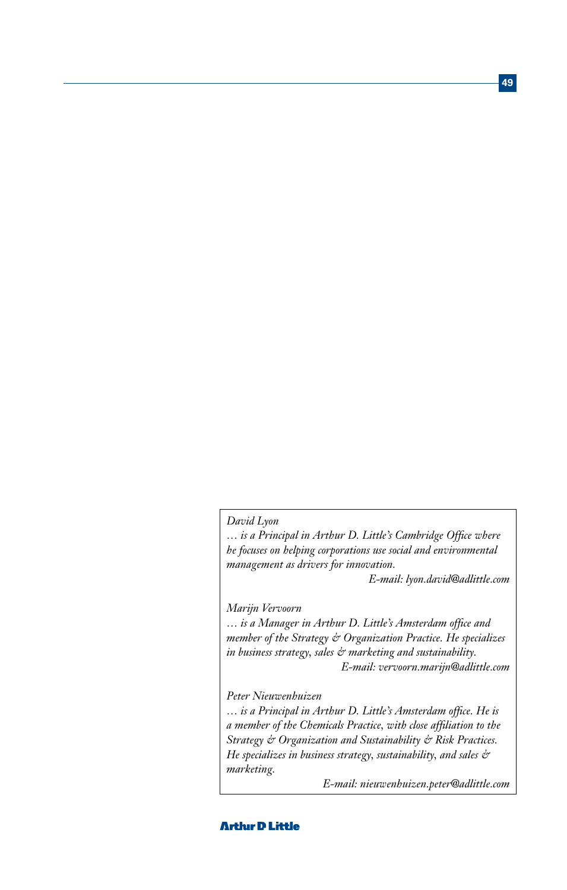*David Lyon*
*… is a Principal in Arthur D. Little's Cambridge Office where he focuses on helping corporations use social and environmental management as drivers for innovation.*
*E-mail: lyon.david@adlittle.com*

*Marijn Vervoorn*
*… is a Manager in Arthur D. Little's Amsterdam office and member of the Strategy & Organization Practice. He specializes in business strategy, sales & marketing and sustainability.*
*E-mail: vervoorn.marijn@adlittle.com*

*Peter Nieuwenhuizen*
*… is a Principal in Arthur D. Little's Amsterdam office. He is a member of the Chemicals Practice, with close affiliation to the Strategy & Organization and Sustainability & Risk Practices. He specializes in business strategy, sustainability, and sales & marketing.*
*E-mail: nieuwenhuizen.peter@adlittle.com*

Arthur D Little